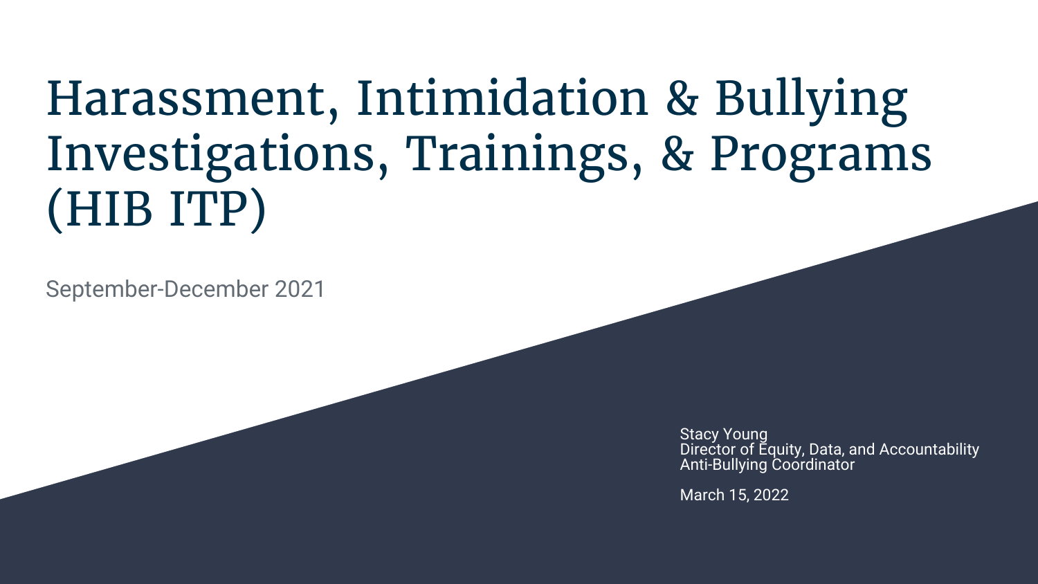# Harassment, Intimidation & Bullying Investigations, Trainings, & Programs (HIB ITP)

September-December 2021

Stacy Young
Director of Equity, Data, and Accountability
Anti-Bullying Coordinator

March 15, 2022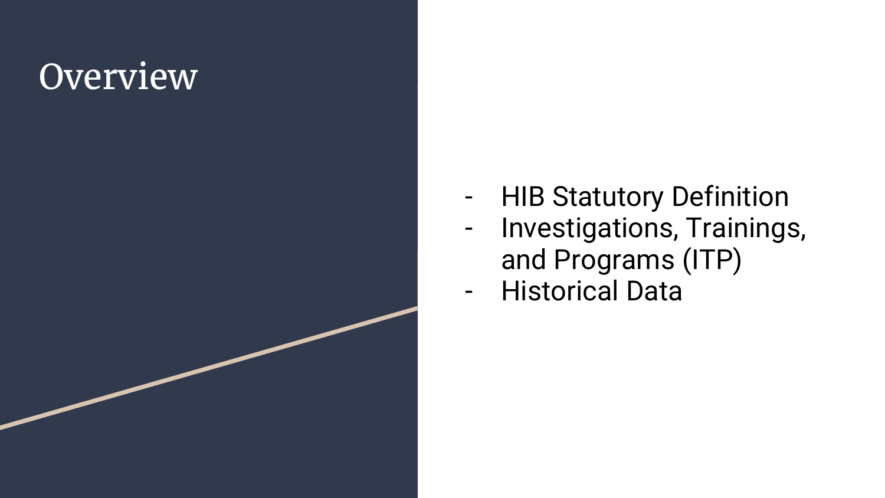# Overview

- HIB Statutory Definition
- Investigations, Trainings, and Programs (ITP)
- Historical Data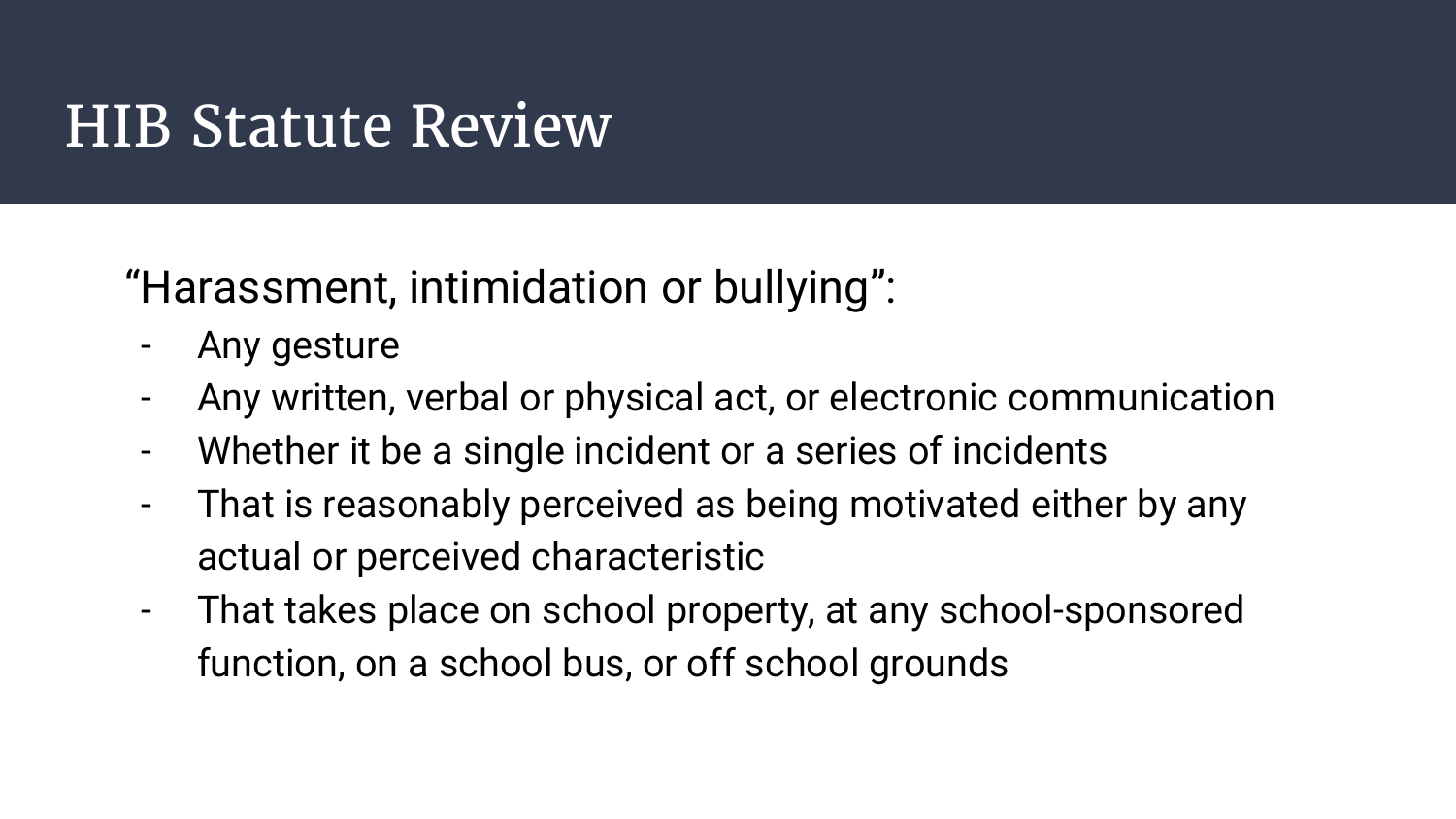# HIB Statute Review

“Harassment, intimidation or bullying”:

- Any gesture
- Any written, verbal or physical act, or electronic communication
- Whether it be a single incident or a series of incidents
- That is reasonably perceived as being motivated either by any actual or perceived characteristic
- That takes place on school property, at any school-sponsored function, on a school bus, or off school grounds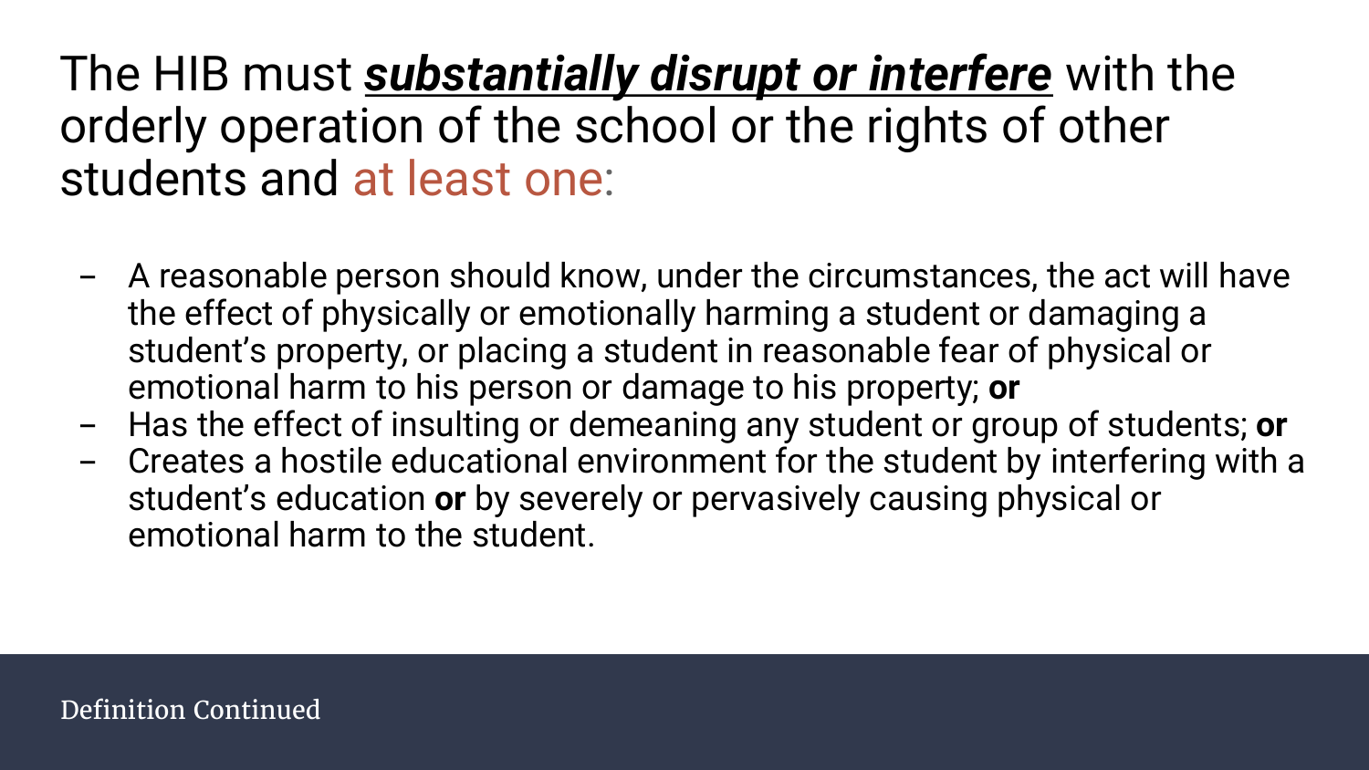# The HIB must ***substantially disrupt or interfere*** with the orderly operation of the school or the rights of other students and at least one:

- A reasonable person should know, under the circumstances, the act will have the effect of physically or emotionally harming a student or damaging a student's property, or placing a student in reasonable fear of physical or emotional harm to his person or damage to his property; **or**
- Has the effect of insulting or demeaning any student or group of students; **or**
- Creates a hostile educational environment for the student by interfering with a student's education **or** by severely or pervasively causing physical or emotional harm to the student.

Definition Continued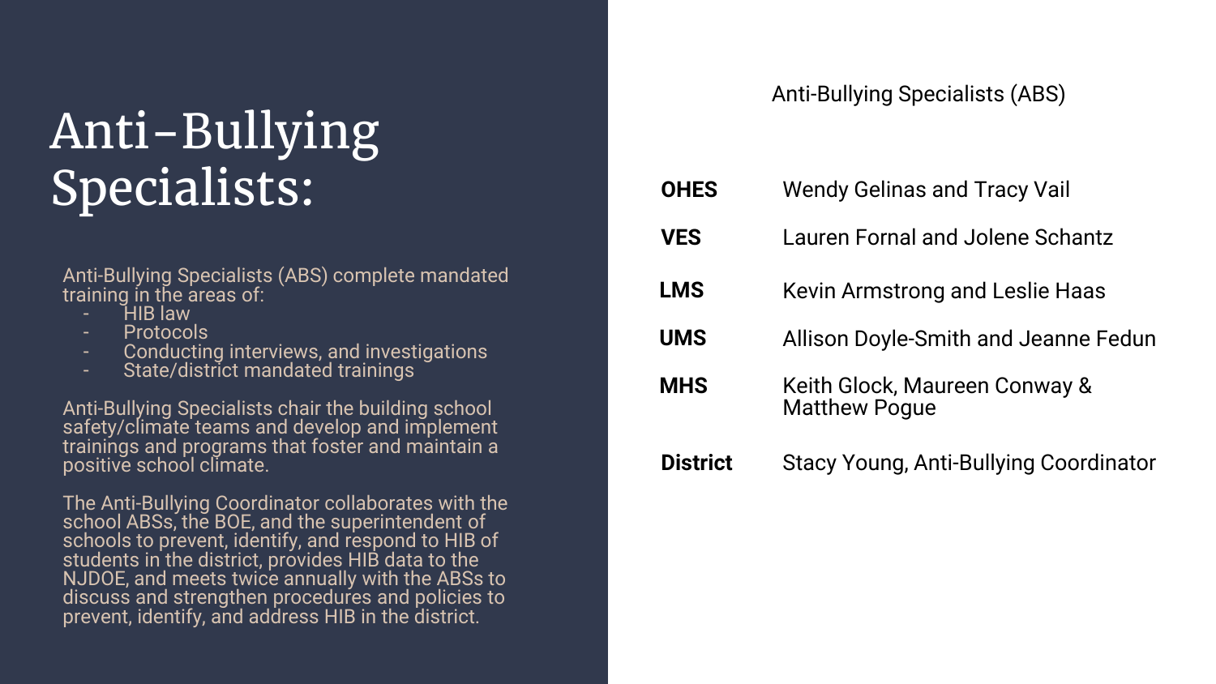# Anti-Bullying Specialists:

Anti-Bullying Specialists (ABS) complete mandated training in the areas of:

- HIB law
- Protocols
- Conducting interviews, and investigations
- State/district mandated trainings

Anti-Bullying Specialists chair the building school safety/climate teams and develop and implement trainings and programs that foster and maintain a positive school climate.

The Anti-Bullying Coordinator collaborates with the school ABSs, the BOE, and the superintendent of schools to prevent, identify, and respond to HIB of students in the district, provides HIB data to the NJDOE, and meets twice annually with the ABSs to discuss and strengthen procedures and policies to prevent, identify, and address HIB in the district.

Anti-Bullying Specialists (ABS)

| | |
|---|---|
| **OHES** | Wendy Gelinas and Tracy Vail |
| **VES** | Lauren Fornal and Jolene Schantz |
| **LMS** | Kevin Armstrong and Leslie Haas |
| **UMS** | Allison Doyle-Smith and Jeanne Fedun |
| **MHS** | Keith Glock, Maureen Conway & Matthew Pogue |
| **District** | Stacy Young, Anti-Bullying Coordinator |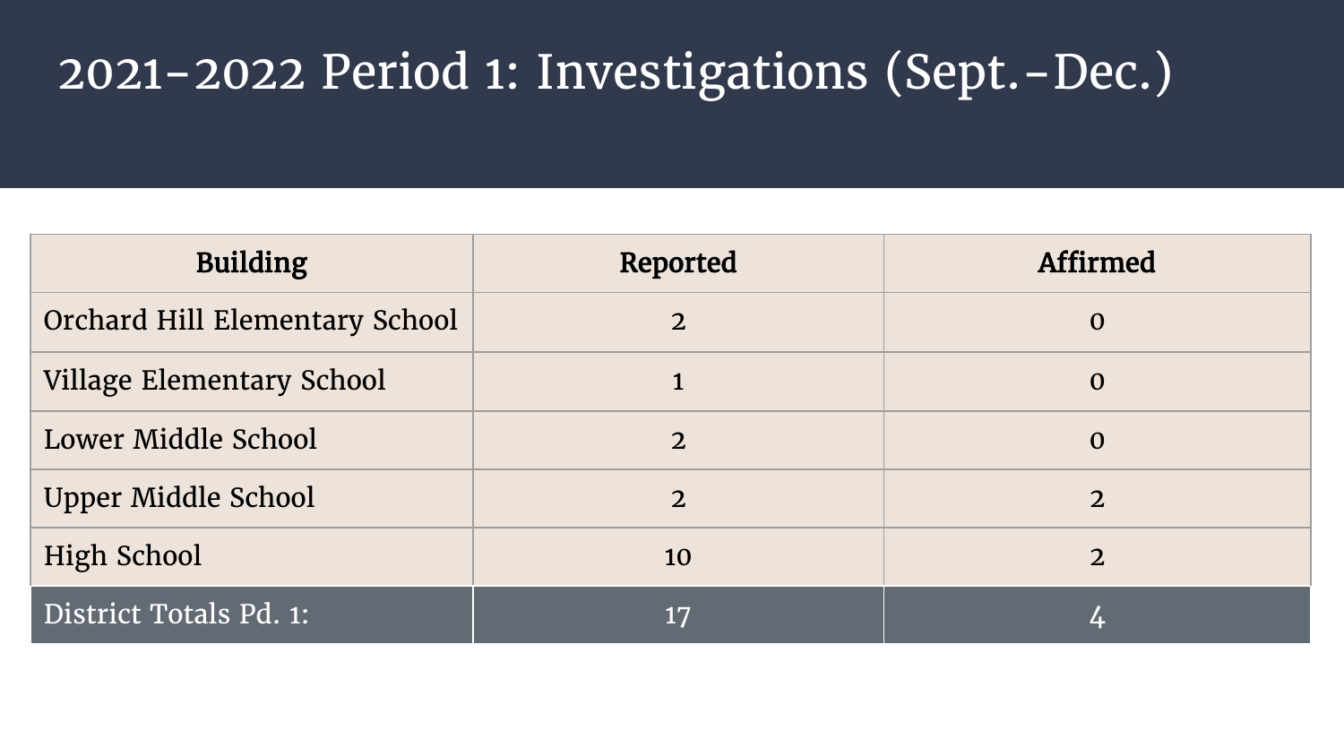# 2021-2022 Period 1: Investigations (Sept.-Dec.)

| Building | Reported | Affirmed |
|---|---|---|
| Orchard Hill Elementary School | 2 | 0 |
| Village Elementary School | 1 | 0 |
| Lower Middle School | 2 | 0 |
| Upper Middle School | 2 | 2 |
| High School | 10 | 2 |
| District Totals Pd. 1: | 17 | 4 |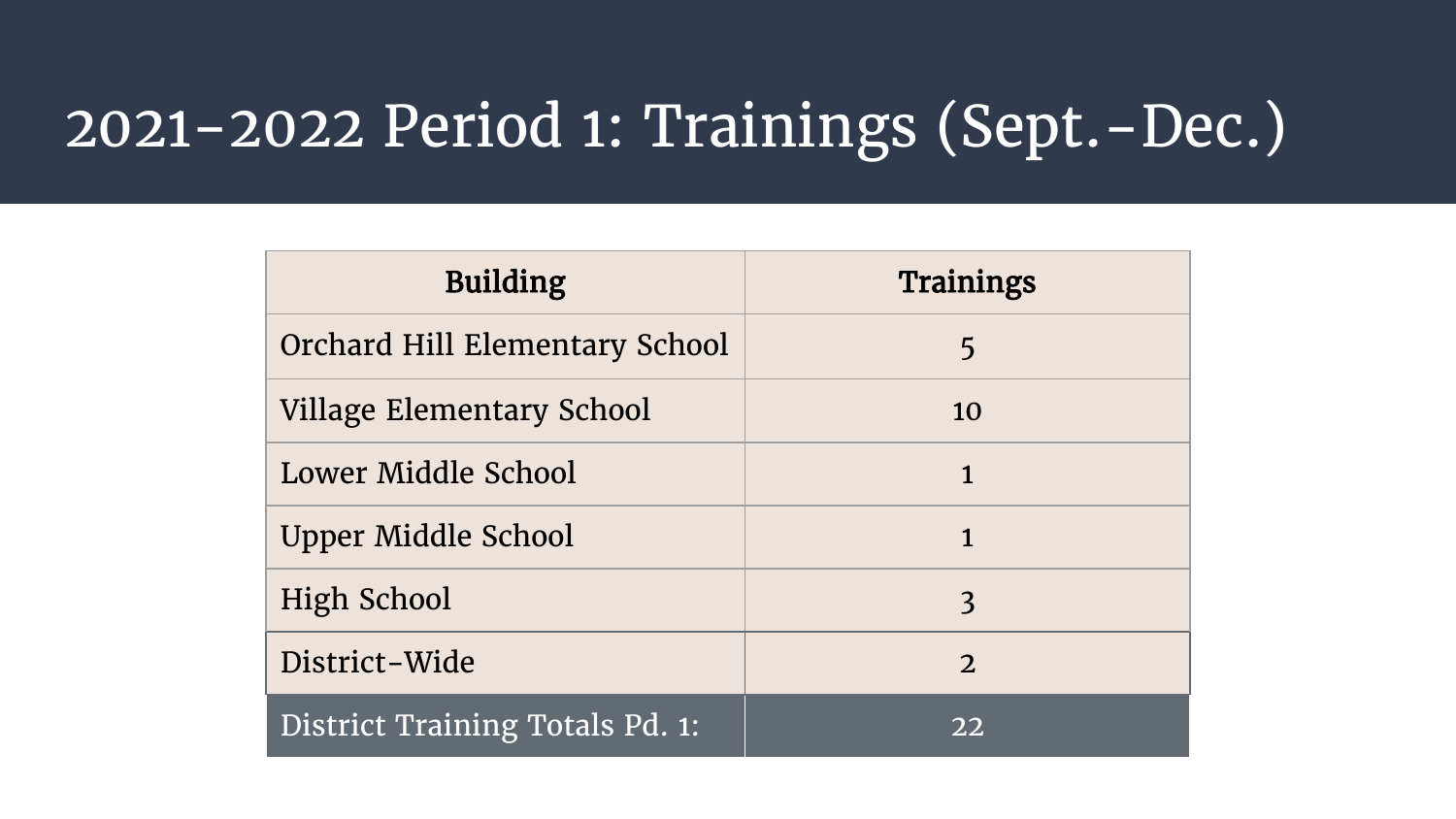# 2021-2022 Period 1: Trainings (Sept.-Dec.)

| Building | Trainings |
|---|---|
| Orchard Hill Elementary School | 5 |
| Village Elementary School | 10 |
| Lower Middle School | 1 |
| Upper Middle School | 1 |
| High School | 3 |
| District-Wide | 2 |
| District Training Totals Pd. 1: | 22 |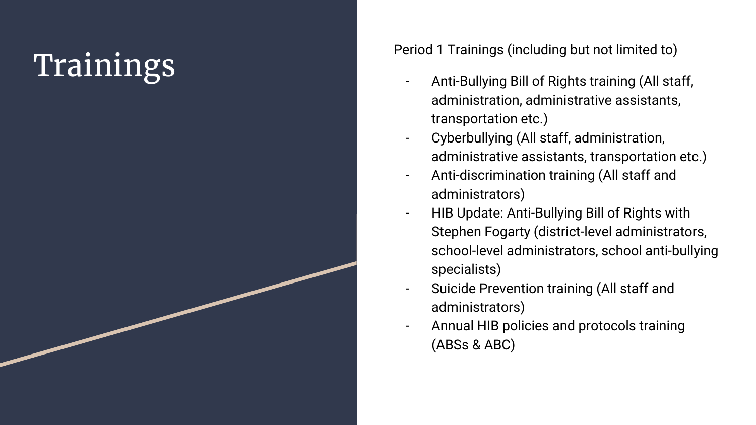# Trainings

Period 1 Trainings (including but not limited to)

- Anti-Bullying Bill of Rights training (All staff, administration, administrative assistants, transportation etc.)
- Cyberbullying (All staff, administration, administrative assistants, transportation etc.)
- Anti-discrimination training (All staff and administrators)
- HIB Update: Anti-Bullying Bill of Rights with Stephen Fogarty (district-level administrators, school-level administrators, school anti-bullying specialists)
- Suicide Prevention training (All staff and administrators)
- Annual HIB policies and protocols training (ABSs & ABC)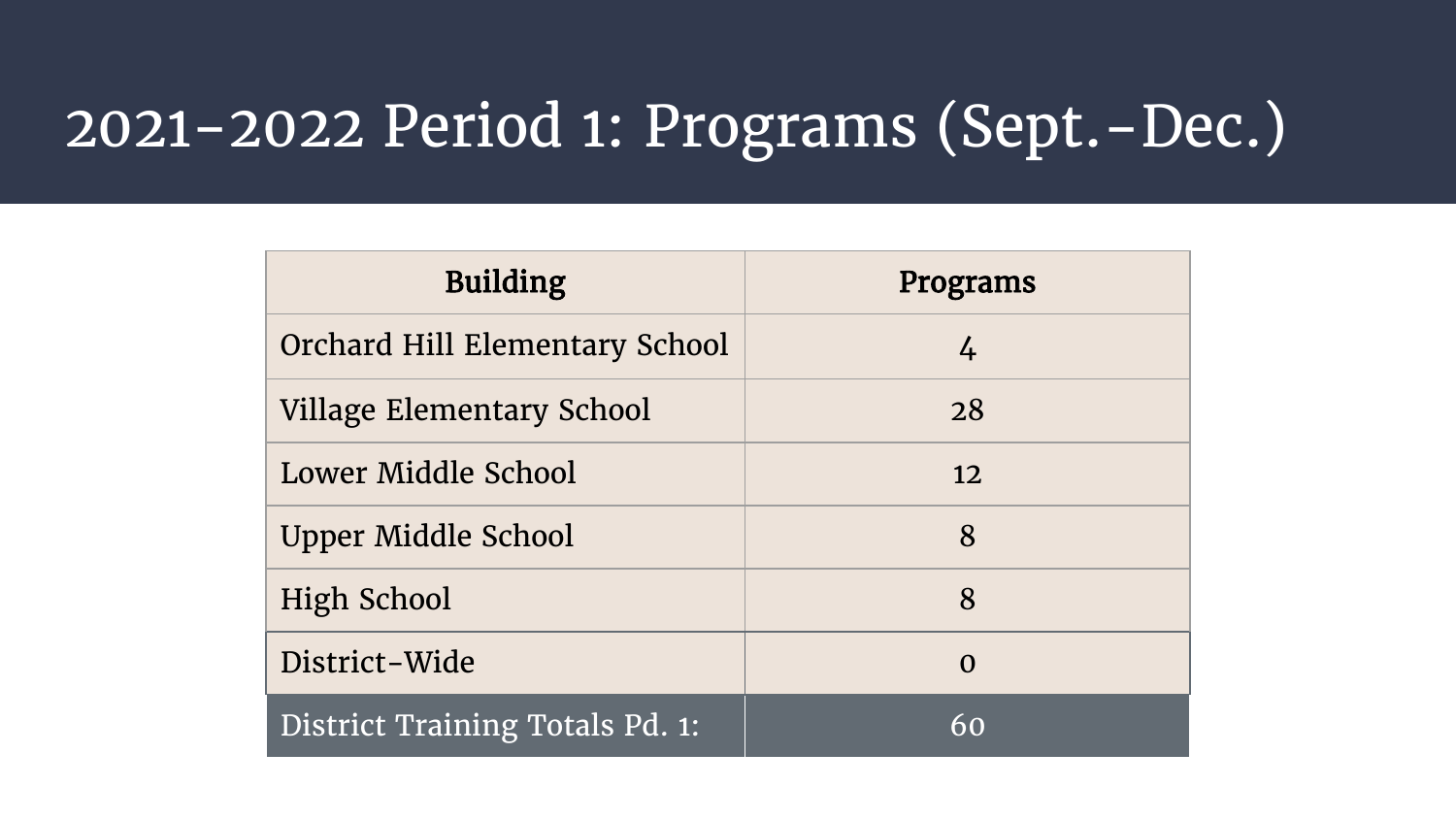# 2021-2022 Period 1: Programs (Sept.-Dec.)

| Building | Programs |
| --- | --- |
| Orchard Hill Elementary School | 4 |
| Village Elementary School | 28 |
| Lower Middle School | 12 |
| Upper Middle School | 8 |
| High School | 8 |
| District-Wide | 0 |
| District Training Totals Pd. 1: | 60 |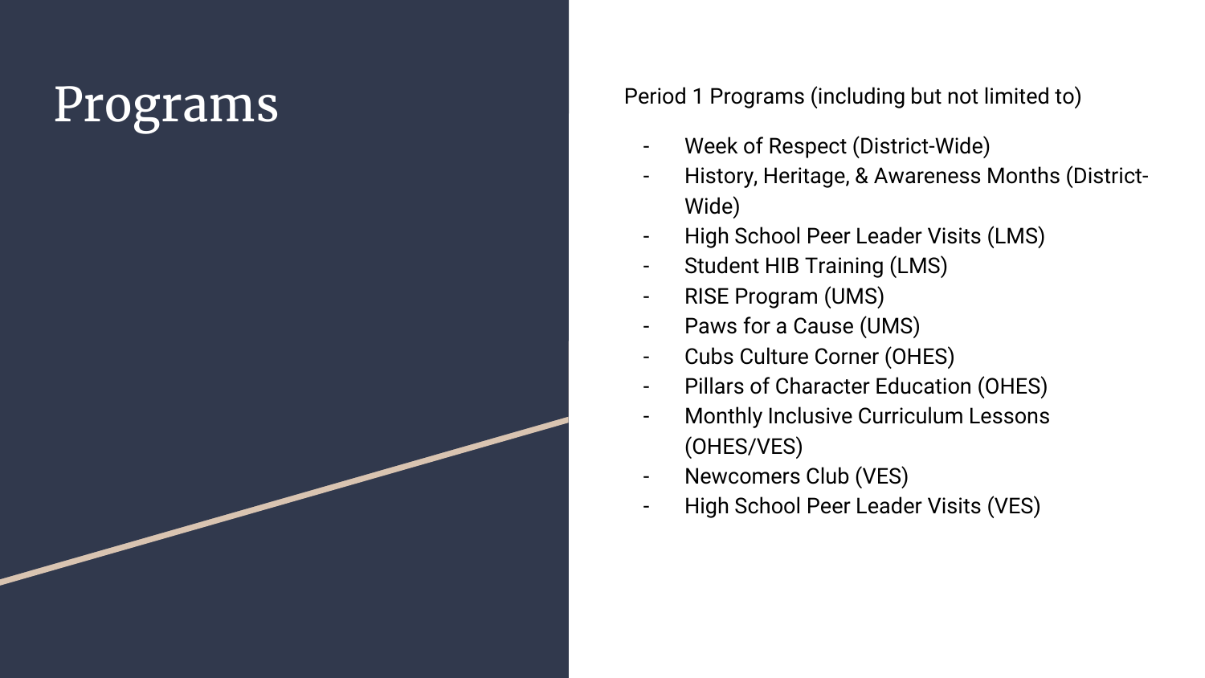# Programs

Period 1 Programs (including but not limited to)

- Week of Respect (District-Wide)
- History, Heritage, & Awareness Months (District-Wide)
- High School Peer Leader Visits (LMS)
- Student HIB Training (LMS)
- RISE Program (UMS)
- Paws for a Cause (UMS)
- Cubs Culture Corner (OHES)
- Pillars of Character Education (OHES)
- Monthly Inclusive Curriculum Lessons (OHES/VES)
- Newcomers Club (VES)
- High School Peer Leader Visits (VES)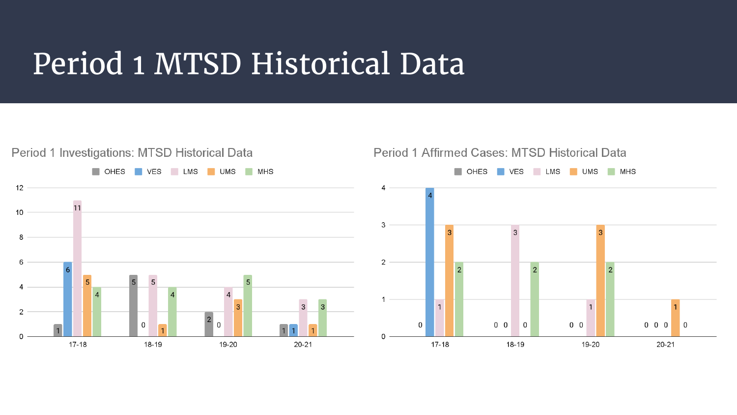# Period 1 MTSD Historical Data

## Period 1 Investigations: MTSD Historical Data

| Year | OHES | VES | LMS | UMS | MHS |
|---|---|---|---|---|---|
| 17-18 | 1 | 6 | 11 | 5 | 4 |
| 18-19 | 5 | 0 | 5 | 1 | 4 |
| 19-20 | 2 | 0 | 4 | 3 | 5 |
| 20-21 | 1 | 1 | 3 | 1 | 3 |

## Period 1 Affirmed Cases: MTSD Historical Data

| Year | OHES | VES | LMS | UMS | MHS |
|---|---|---|---|---|---|
| 17-18 | 0 | 4 | 1 | 3 | 2 |
| 18-19 | 0 | 0 | 3 | 0 | 2 |
| 19-20 | 0 | 0 | 1 | 3 | 2 |
| 20-21 | 0 | 0 | 0 | 1 | 0 |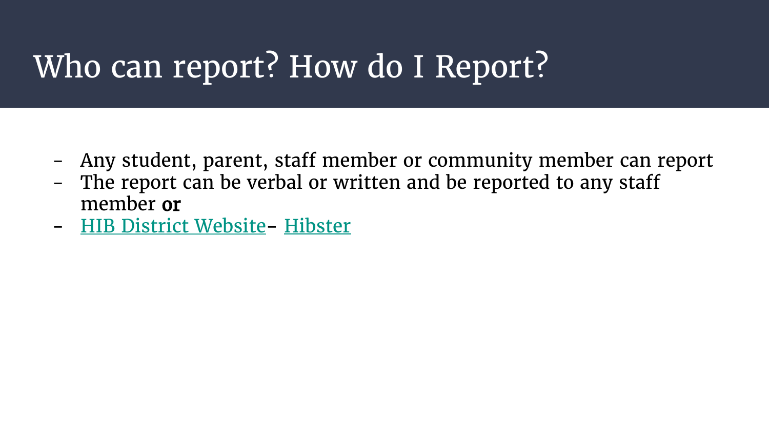# Who can report? How do I Report?

- Any student, parent, staff member or community member can report
- The report can be verbal or written and be reported to any staff member **or**
- HIB District Website- Hibster